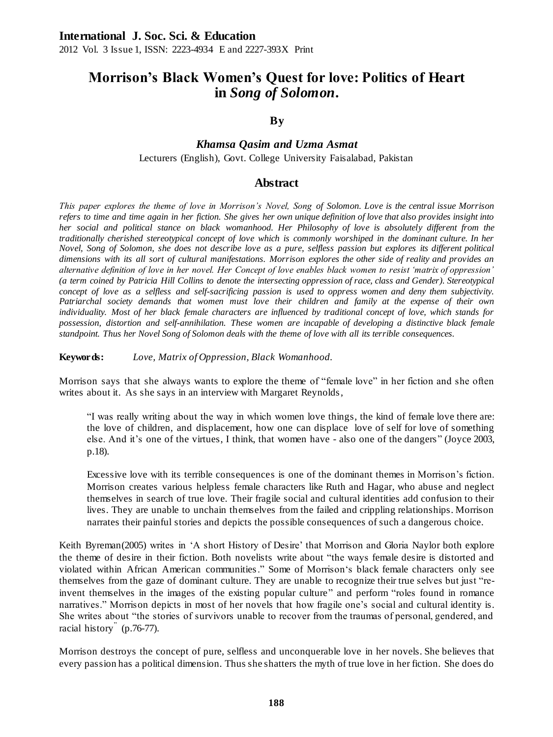# Morrison's Black Women's Quest for love: Politics of Heart in *Song of Solomon*.

**By**

***Khamsa Qasim and Uzma Asmat***

Lecturers (English), Govt. College University Faisalabad, Pakistan

## Abstract

*This paper explores the theme of love in Morrison's Novel, Song of Solomon. Love is the central issue Morrison refers to time and time again in her fiction. She gives her own unique definition of love that also provides insight into her social and political stance on black womanhood. Her Philosophy of love is absolutely different from the traditionally cherished stereotypical concept of love which is commonly worshiped in the dominant culture. In her Novel, Song of Solomon, she does not describe love as a pure, selfless passion but explores its different political dimensions with its all sort of cultural manifestations. Morrison explores the other side of reality and provides an alternative definition of love in her novel. Her Concept of love enables black women to resist 'matrix of oppression' (a term coined by Patricia Hill Collins to denote the intersecting oppression of race, class and Gender). Stereotypical concept of love as a selfless and self-sacrificing passion is used to oppress women and deny them subjectivity. Patriarchal society demands that women must love their children and family at the expense of their own individuality. Most of her black female characters are influenced by traditional concept of love, which stands for possession, distortion and self-annihilation. These women are incapable of developing a distinctive black female standpoint. Thus her Novel Song of Solomon deals with the theme of love with all its terrible consequences.*

**Keywords:** *Love, Matrix of Oppression, Black Womanhood.*

Morrison says that she always wants to explore the theme of "female love" in her fiction and she often writes about it. As she says in an interview with Margaret Reynolds,

> "I was really writing about the way in which women love things, the kind of female love there are: the love of children, and displacement, how one can displace love of self for love of something else. And it's one of the virtues, I think, that women have - also one of the dangers" (Joyce 2003, p.18).
>
> Excessive love with its terrible consequences is one of the dominant themes in Morrison's fiction. Morrison creates various helpless female characters like Ruth and Hagar, who abuse and neglect themselves in search of true love. Their fragile social and cultural identities add confusion to their lives. They are unable to unchain themselves from the failed and crippling relationships. Morrison narrates their painful stories and depicts the possible consequences of such a dangerous choice.

Keith Byreman(2005) writes in 'A short History of Desire' that Morrison and Gloria Naylor both explore the theme of desire in their fiction. Both novelists write about "the ways female desire is distorted and violated within African American communities." Some of Morrison's black female characters only see themselves from the gaze of dominant culture. They are unable to recognize their true selves but just "re-invent themselves in the images of the existing popular culture" and perform "roles found in romance narratives." Morrison depicts in most of her novels that how fragile one's social and cultural identity is. She writes about "the stories of survivors unable to recover from the traumas of personal, gendered, and racial history" (p.76-77).

Morrison destroys the concept of pure, selfless and unconquerable love in her novels. She believes that every passion has a political dimension. Thus she shatters the myth of true love in her fiction. She does do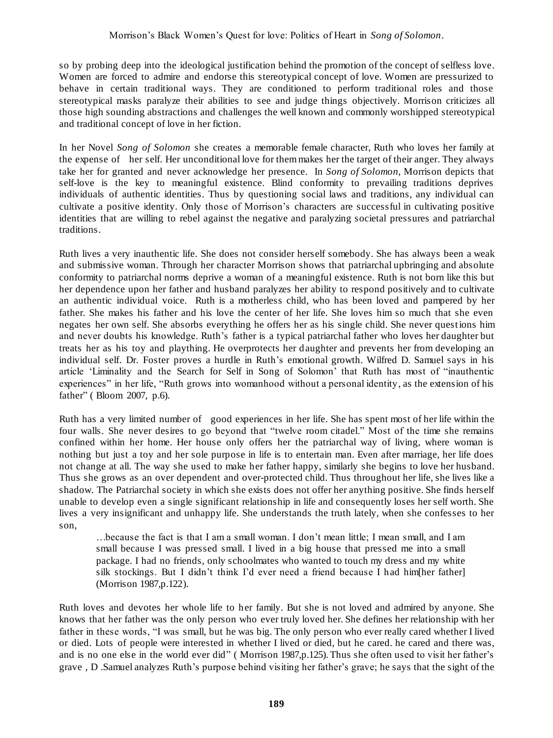so by probing deep into the ideological justification behind the promotion of the concept of selfless love. Women are forced to admire and endorse this stereotypical concept of love. Women are pressurized to behave in certain traditional ways. They are conditioned to perform traditional roles and those stereotypical masks paralyze their abilities to see and judge things objectively. Morrison criticizes all those high sounding abstractions and challenges the well known and commonly worshipped stereotypical and traditional concept of love in her fiction.

In her Novel *Song of Solomon* she creates a memorable female character, Ruth who loves her family at the expense of her self. Her unconditional love for them makes her the target of their anger. They always take her for granted and never acknowledge her presence. In *Song of Solomon*, Morrison depicts that self-love is the key to meaningful existence. Blind conformity to prevailing traditions deprives individuals of authentic identities. Thus by questioning social laws and traditions, any individual can cultivate a positive identity. Only those of Morrison's characters are successful in cultivating positive identities that are willing to rebel against the negative and paralyzing societal pressures and patriarchal traditions.

Ruth lives a very inauthentic life. She does not consider herself somebody. She has always been a weak and submissive woman. Through her character Morrison shows that patriarchal upbringing and absolute conformity to patriarchal norms deprive a woman of a meaningful existence. Ruth is not born like this but her dependence upon her father and husband paralyzes her ability to respond positively and to cultivate an authentic individual voice. Ruth is a motherless child, who has been loved and pampered by her father. She makes his father and his love the center of her life. She loves him so much that she even negates her own self. She absorbs everything he offers her as his single child. She never questions him and never doubts his knowledge. Ruth's father is a typical patriarchal father who loves her daughter but treats her as his toy and plaything. He overprotects her daughter and prevents her from developing an individual self. Dr. Foster proves a hurdle in Ruth's emotional growth. Wilfred D. Samuel says in his article 'Liminality and the Search for Self in Song of Solomon' that Ruth has most of "inauthentic experiences" in her life, "Ruth grows into womanhood without a personal identity, as the extension of his father" ( Bloom 2007, p.6).

Ruth has a very limited number of good experiences in her life. She has spent most of her life within the four walls. She never desires to go beyond that "twelve room citadel." Most of the time she remains confined within her home. Her house only offers her the patriarchal way of living, where woman is nothing but just a toy and her sole purpose in life is to entertain man. Even after marriage, her life does not change at all. The way she used to make her father happy, similarly she begins to love her husband. Thus she grows as an over dependent and over-protected child. Thus throughout her life, she lives like a shadow. The Patriarchal society in which she exists does not offer her anything positive. She finds herself unable to develop even a single significant relationship in life and consequently loses her self worth. She lives a very insignificant and unhappy life. She understands the truth lately, when she confesses to her son,

> …because the fact is that I am a small woman. I don't mean little; I mean small, and I am small because I was pressed small. I lived in a big house that pressed me into a small package. I had no friends, only schoolmates who wanted to touch my dress and my white silk stockings. But I didn't think I'd ever need a friend because I had him[her father] (Morrison 1987,p.122).

Ruth loves and devotes her whole life to her family. But she is not loved and admired by anyone. She knows that her father was the only person who ever truly loved her. She defines her relationship with her father in these words, "I was small, but he was big. The only person who ever really cared whether I lived or died. Lots of people were interested in whether I lived or died, but he cared. he cared and there was, and is no one else in the world ever did" ( Morrison 1987,p.125). Thus she often used to visit her father's grave , D .Samuel analyzes Ruth's purpose behind visiting her father's grave; he says that the sight of the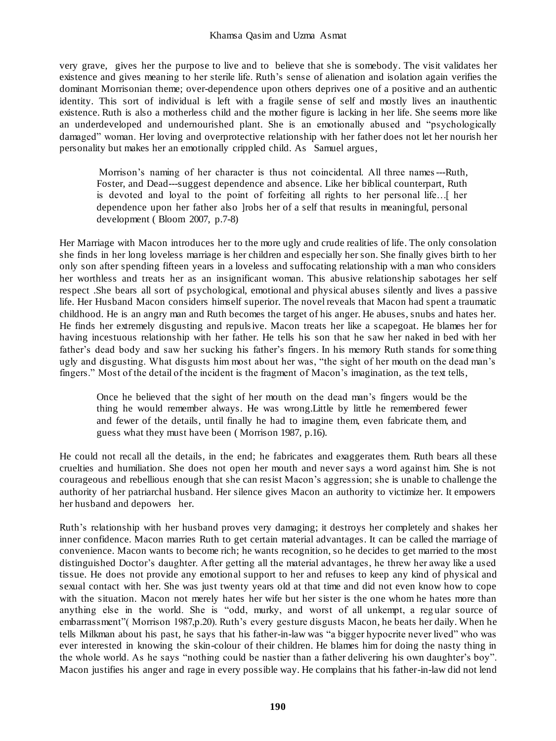very grave, gives her the purpose to live and to believe that she is somebody. The visit validates her existence and gives meaning to her sterile life. Ruth's sense of alienation and isolation again verifies the dominant Morrisonian theme; over-dependence upon others deprives one of a positive and an authentic identity. This sort of individual is left with a fragile sense of self and mostly lives an inauthentic existence. Ruth is also a motherless child and the mother figure is lacking in her life. She seems more like an underdeveloped and undernourished plant. She is an emotionally abused and "psychologically damaged" woman. Her loving and overprotective relationship with her father does not let her nourish her personality but makes her an emotionally crippled child. As Samuel argues,

> Morrison's naming of her character is thus not coincidental. All three names---Ruth, Foster, and Dead---suggest dependence and absence. Like her biblical counterpart, Ruth is devoted and loyal to the point of forfeiting all rights to her personal life…[ her dependence upon her father also ]robs her of a self that results in meaningful, personal development ( Bloom 2007, p.7-8)

Her Marriage with Macon introduces her to the more ugly and crude realities of life. The only consolation she finds in her long loveless marriage is her children and especially her son. She finally gives birth to her only son after spending fifteen years in a loveless and suffocating relationship with a man who considers her worthless and treats her as an insignificant woman. This abusive relationship sabotages her self respect .She bears all sort of psychological, emotional and physical abuses silently and lives a passive life. Her Husband Macon considers himself superior. The novel reveals that Macon had spent a traumatic childhood. He is an angry man and Ruth becomes the target of his anger. He abuses, snubs and hates her. He finds her extremely disgusting and repulsive. Macon treats her like a scapegoat. He blames her for having incestuous relationship with her father. He tells his son that he saw her naked in bed with her father's dead body and saw her sucking his father's fingers. In his memory Ruth stands for something ugly and disgusting. What disgusts him most about her was, "the sight of her mouth on the dead man's fingers." Most of the detail of the incident is the fragment of Macon's imagination, as the text tells,

> Once he believed that the sight of her mouth on the dead man's fingers would be the thing he would remember always. He was wrong.Little by little he remembered fewer and fewer of the details, until finally he had to imagine them, even fabricate them, and guess what they must have been ( Morrison 1987, p.16).

He could not recall all the details, in the end; he fabricates and exaggerates them. Ruth bears all these cruelties and humiliation. She does not open her mouth and never says a word against him. She is not courageous and rebellious enough that she can resist Macon's aggression; she is unable to challenge the authority of her patriarchal husband. Her silence gives Macon an authority to victimize her. It empowers her husband and depowers her.

Ruth's relationship with her husband proves very damaging; it destroys her completely and shakes her inner confidence. Macon marries Ruth to get certain material advantages. It can be called the marriage of convenience. Macon wants to become rich; he wants recognition, so he decides to get married to the most distinguished Doctor's daughter. After getting all the material advantages, he threw her away like a used tissue. He does not provide any emotional support to her and refuses to keep any kind of physical and sexual contact with her. She was just twenty years old at that time and did not even know how to cope with the situation. Macon not merely hates her wife but her sister is the one whom he hates more than anything else in the world. She is "odd, murky, and worst of all unkempt, a regular source of embarrassment"( Morrison 1987,p.20). Ruth's every gesture disgusts Macon, he beats her daily. When he tells Milkman about his past, he says that his father-in-law was "a bigger hypocrite never lived" who was ever interested in knowing the skin-colour of their children. He blames him for doing the nasty thing in the whole world. As he says "nothing could be nastier than a father delivering his own daughter's boy". Macon justifies his anger and rage in every possible way. He complains that his father-in-law did not lend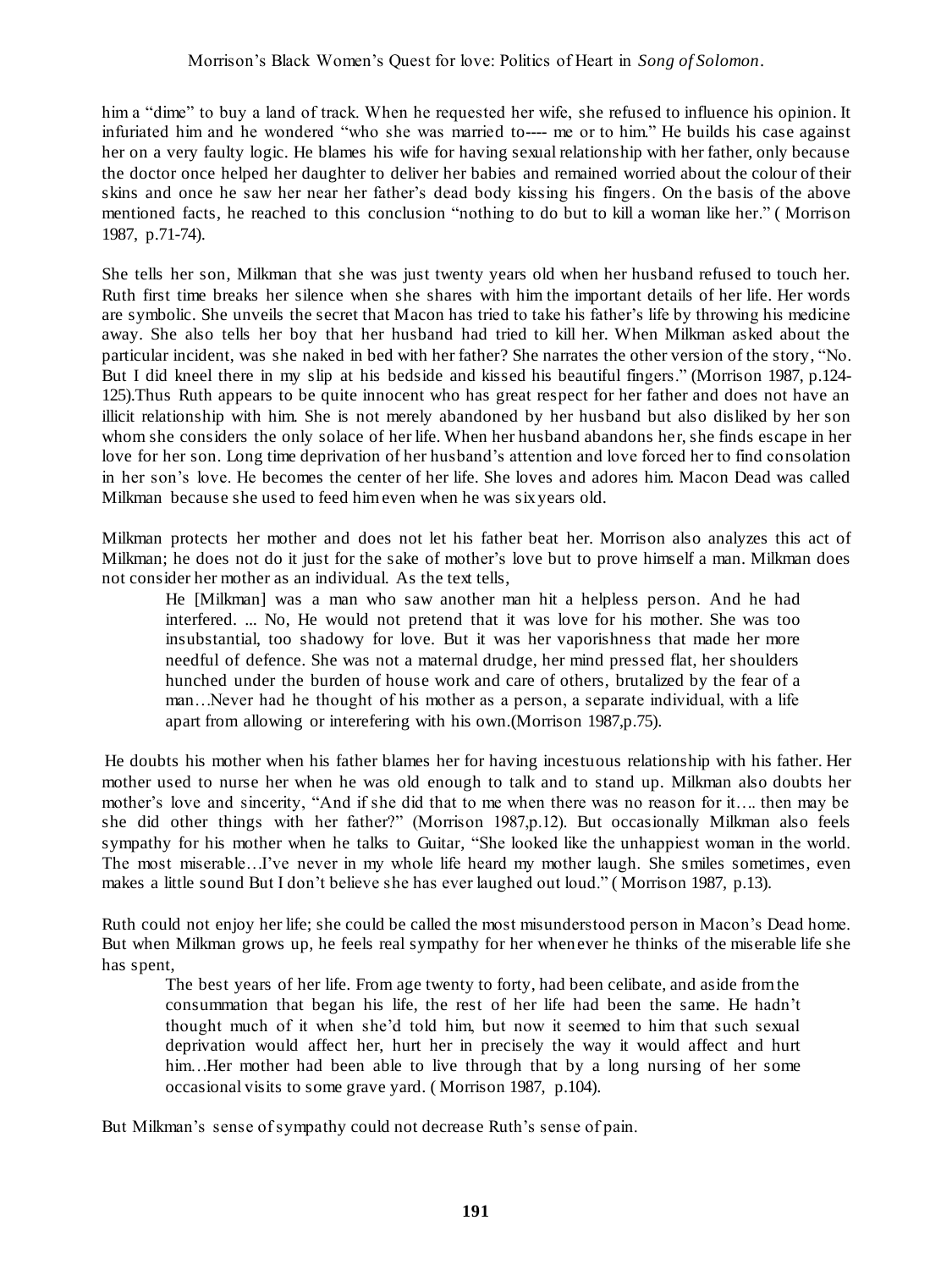him a "dime" to buy a land of track. When he requested her wife, she refused to influence his opinion. It infuriated him and he wondered "who she was married to---- me or to him." He builds his case against her on a very faulty logic. He blames his wife for having sexual relationship with her father, only because the doctor once helped her daughter to deliver her babies and remained worried about the colour of their skins and once he saw her near her father's dead body kissing his fingers. On the basis of the above mentioned facts, he reached to this conclusion "nothing to do but to kill a woman like her." ( Morrison 1987, p.71-74).

She tells her son, Milkman that she was just twenty years old when her husband refused to touch her. Ruth first time breaks her silence when she shares with him the important details of her life. Her words are symbolic. She unveils the secret that Macon has tried to take his father's life by throwing his medicine away. She also tells her boy that her husband had tried to kill her. When Milkman asked about the particular incident, was she naked in bed with her father? She narrates the other version of the story, "No. But I did kneel there in my slip at his bedside and kissed his beautiful fingers." (Morrison 1987, p.124-125).Thus Ruth appears to be quite innocent who has great respect for her father and does not have an illicit relationship with him. She is not merely abandoned by her husband but also disliked by her son whom she considers the only solace of her life. When her husband abandons her, she finds escape in her love for her son. Long time deprivation of her husband's attention and love forced her to find consolation in her son's love. He becomes the center of her life. She loves and adores him. Macon Dead was called Milkman because she used to feed him even when he was six years old.

Milkman protects her mother and does not let his father beat her. Morrison also analyzes this act of Milkman; he does not do it just for the sake of mother's love but to prove himself a man. Milkman does not consider her mother as an individual. As the text tells,

> He [Milkman] was a man who saw another man hit a helpless person. And he had interfered. ... No, He would not pretend that it was love for his mother. She was too insubstantial, too shadowy for love. But it was her vaporishness that made her more needful of defence. She was not a maternal drudge, her mind pressed flat, her shoulders hunched under the burden of house work and care of others, brutalized by the fear of a man…Never had he thought of his mother as a person, a separate individual, with a life apart from allowing or interefering with his own.(Morrison 1987,p.75).

He doubts his mother when his father blames her for having incestuous relationship with his father. Her mother used to nurse her when he was old enough to talk and to stand up. Milkman also doubts her mother's love and sincerity, "And if she did that to me when there was no reason for it…. then may be she did other things with her father?" (Morrison 1987,p.12). But occasionally Milkman also feels sympathy for his mother when he talks to Guitar, "She looked like the unhappiest woman in the world. The most miserable…I've never in my whole life heard my mother laugh. She smiles sometimes, even makes a little sound But I don't believe she has ever laughed out loud." ( Morrison 1987, p.13).

Ruth could not enjoy her life; she could be called the most misunderstood person in Macon's Dead home. But when Milkman grows up, he feels real sympathy for her whenever he thinks of the miserable life she has spent,

> The best years of her life. From age twenty to forty, had been celibate, and aside from the consummation that began his life, the rest of her life had been the same. He hadn't thought much of it when she'd told him, but now it seemed to him that such sexual deprivation would affect her, hurt her in precisely the way it would affect and hurt him…Her mother had been able to live through that by a long nursing of her some occasional visits to some grave yard. ( Morrison 1987, p.104).

But Milkman's sense of sympathy could not decrease Ruth's sense of pain.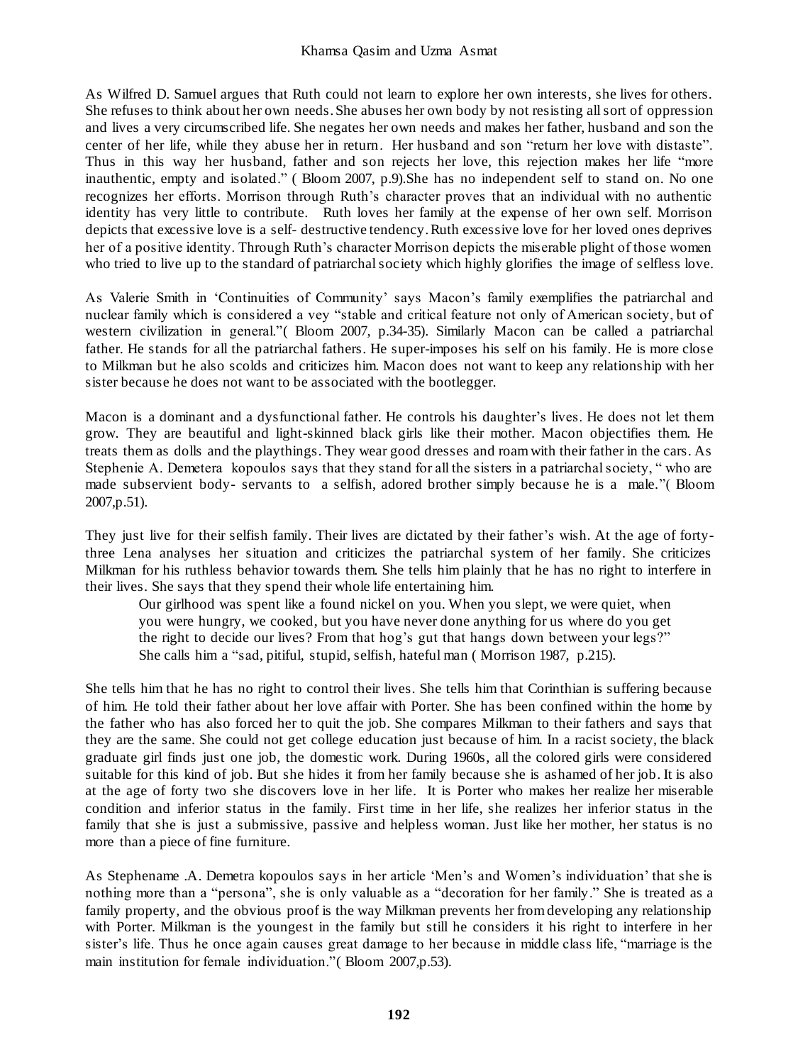As Wilfred D. Samuel argues that Ruth could not learn to explore her own interests, she lives for others. She refuses to think about her own needs. She abuses her own body by not resisting all sort of oppression and lives a very circumscribed life. She negates her own needs and makes her father, husband and son the center of her life, while they abuse her in return. Her husband and son "return her love with distaste". Thus in this way her husband, father and son rejects her love, this rejection makes her life "more inauthentic, empty and isolated." ( Bloom 2007, p.9).She has no independent self to stand on. No one recognizes her efforts. Morrison through Ruth's character proves that an individual with no authentic identity has very little to contribute. Ruth loves her family at the expense of her own self. Morrison depicts that excessive love is a self- destructive tendency. Ruth excessive love for her loved ones deprives her of a positive identity. Through Ruth's character Morrison depicts the miserable plight of those women who tried to live up to the standard of patriarchal society which highly glorifies the image of selfless love.

As Valerie Smith in 'Continuities of Community' says Macon's family exemplifies the patriarchal and nuclear family which is considered a vey "stable and critical feature not only of American society, but of western civilization in general."( Bloom 2007, p.34-35). Similarly Macon can be called a patriarchal father. He stands for all the patriarchal fathers. He super-imposes his self on his family. He is more close to Milkman but he also scolds and criticizes him. Macon does not want to keep any relationship with her sister because he does not want to be associated with the bootlegger.

Macon is a dominant and a dysfunctional father. He controls his daughter's lives. He does not let them grow. They are beautiful and light-skinned black girls like their mother. Macon objectifies them. He treats them as dolls and the playthings. They wear good dresses and roam with their father in the cars. As Stephenie A. Demetera kopoulos says that they stand for all the sisters in a patriarchal society, " who are made subservient body- servants to a selfish, adored brother simply because he is a male."( Bloom 2007,p.51).

They just live for their selfish family. Their lives are dictated by their father's wish. At the age of forty-three Lena analyses her situation and criticizes the patriarchal system of her family. She criticizes Milkman for his ruthless behavior towards them. She tells him plainly that he has no right to interfere in their lives. She says that they spend their whole life entertaining him.

> Our girlhood was spent like a found nickel on you. When you slept, we were quiet, when you were hungry, we cooked, but you have never done anything for us where do you get the right to decide our lives? From that hog's gut that hangs down between your legs?" She calls him a "sad, pitiful, stupid, selfish, hateful man ( Morrison 1987, p.215).

She tells him that he has no right to control their lives. She tells him that Corinthian is suffering because of him. He told their father about her love affair with Porter. She has been confined within the home by the father who has also forced her to quit the job. She compares Milkman to their fathers and says that they are the same. She could not get college education just because of him. In a racist society, the black graduate girl finds just one job, the domestic work. During 1960s, all the colored girls were considered suitable for this kind of job. But she hides it from her family because she is ashamed of her job. It is also at the age of forty two she discovers love in her life. It is Porter who makes her realize her miserable condition and inferior status in the family. First time in her life, she realizes her inferior status in the family that she is just a submissive, passive and helpless woman. Just like her mother, her status is no more than a piece of fine furniture.

As Stephename .A. Demetra kopoulos says in her article 'Men's and Women's individuation' that she is nothing more than a "persona", she is only valuable as a "decoration for her family." She is treated as a family property, and the obvious proof is the way Milkman prevents her from developing any relationship with Porter. Milkman is the youngest in the family but still he considers it his right to interfere in her sister's life. Thus he once again causes great damage to her because in middle class life, "marriage is the main institution for female individuation."( Bloom 2007,p.53).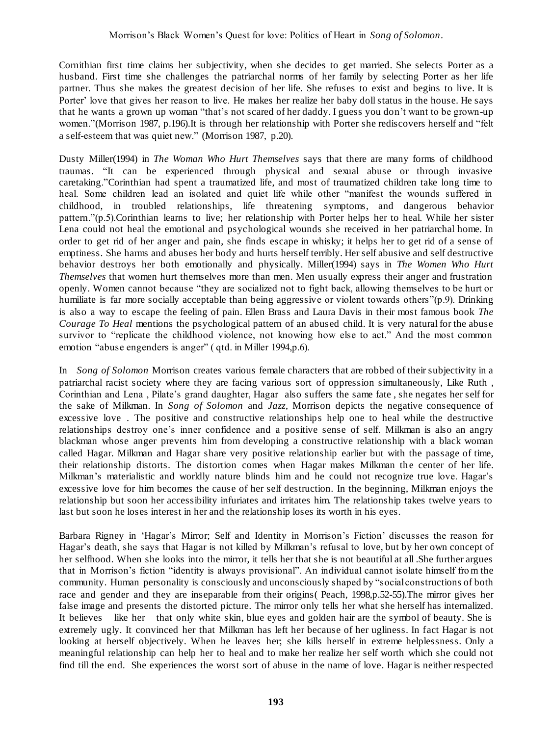Cornithian first time claims her subjectivity, when she decides to get married. She selects Porter as a husband. First time she challenges the patriarchal norms of her family by selecting Porter as her life partner. Thus she makes the greatest decision of her life. She refuses to exist and begins to live. It is Porter' love that gives her reason to live. He makes her realize her baby doll status in the house. He says that he wants a grown up woman "that's not scared of her daddy. I guess you don't want to be grown-up women."(Morrison 1987, p.196).It is through her relationship with Porter she rediscovers herself and "felt a self-esteem that was quiet new." (Morrison 1987, p.20).

Dusty Miller(1994) in *The Woman Who Hurt Themselves* says that there are many forms of childhood traumas. "It can be experienced through physical and sexual abuse or through invasive caretaking."Corinthian had spent a traumatized life, and most of traumatized children take long time to heal. Some children lead an isolated and quiet life while other "manifest the wounds suffered in childhood, in troubled relationships, life threatening symptoms, and dangerous behavior pattern."(p.5).Corinthian learns to live; her relationship with Porter helps her to heal. While her sister Lena could not heal the emotional and psychological wounds she received in her patriarchal home. In order to get rid of her anger and pain, she finds escape in whisky; it helps her to get rid of a sense of emptiness. She harms and abuses her body and hurts herself terribly. Her self abusive and self destructive behavior destroys her both emotionally and physically. Miller(1994) says in *The Women Who Hurt Themselves* that women hurt themselves more than men. Men usually express their anger and frustration openly. Women cannot because "they are socialized not to fight back, allowing themselves to be hurt or humiliate is far more socially acceptable than being aggressive or violent towards others"(p.9). Drinking is also a way to escape the feeling of pain. Ellen Brass and Laura Davis in their most famous book *The Courage To Heal* mentions the psychological pattern of an abused child. It is very natural for the abuse survivor to "replicate the childhood violence, not knowing how else to act." And the most common emotion "abuse engenders is anger" ( qtd. in Miller 1994,p.6).

In *Song of Solomon* Morrison creates various female characters that are robbed of their subjectivity in a patriarchal racist society where they are facing various sort of oppression simultaneously, Like Ruth , Corinthian and Lena , Pilate's grand daughter, Hagar also suffers the same fate , she negates her self for the sake of Milkman. In *Song of Solomon* and *Jazz*, Morrison depicts the negative consequence of excessive love . The positive and constructive relationships help one to heal while the destructive relationships destroy one's inner confidence and a positive sense of self. Milkman is also an angry blackman whose anger prevents him from developing a constructive relationship with a black woman called Hagar. Milkman and Hagar share very positive relationship earlier but with the passage of time, their relationship distorts. The distortion comes when Hagar makes Milkman the center of her life. Milkman's materialistic and worldly nature blinds him and he could not recognize true love. Hagar's excessive love for him becomes the cause of her self destruction. In the beginning, Milkman enjoys the relationship but soon her accessibility infuriates and irritates him. The relationship takes twelve years to last but soon he loses interest in her and the relationship loses its worth in his eyes.

Barbara Rigney in 'Hagar's Mirror; Self and Identity in Morrison's Fiction' discusses the reason for Hagar's death, she says that Hagar is not killed by Milkman's refusal to love, but by her own concept of her selfhood. When she looks into the mirror, it tells her that she is not beautiful at all .She further argues that in Morrison's fiction "identity is always provisional". An individual cannot isolate himself from the community. Human personality is consciously and unconsciously shaped by "social constructions of both race and gender and they are inseparable from their origins( Peach, 1998,p.52-55).The mirror gives her false image and presents the distorted picture. The mirror only tells her what she herself has internalized. It believes like her that only white skin, blue eyes and golden hair are the symbol of beauty. She is extremely ugly. It convinced her that Milkman has left her because of her ugliness. In fact Hagar is not looking at herself objectively. When he leaves her; she kills herself in extreme helplessness. Only a meaningful relationship can help her to heal and to make her realize her self worth which she could not find till the end. She experiences the worst sort of abuse in the name of love. Hagar is neither respected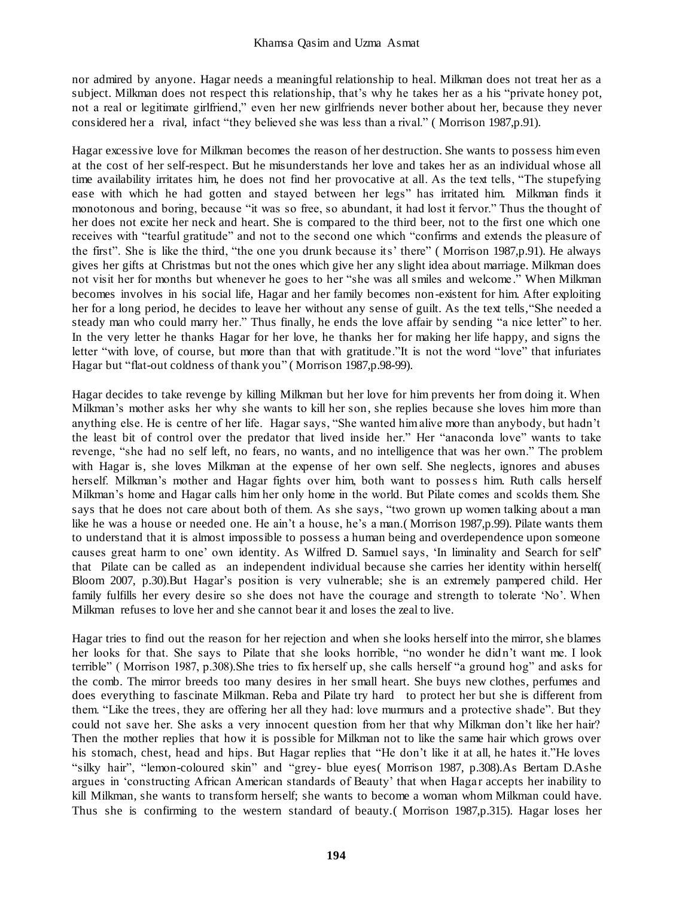nor admired by anyone. Hagar needs a meaningful relationship to heal. Milkman does not treat her as a subject. Milkman does not respect this relationship, that's why he takes her as a his "private honey pot, not a real or legitimate girlfriend," even her new girlfriends never bother about her, because they never considered her a rival, infact "they believed she was less than a rival." ( Morrison 1987,p.91).

Hagar excessive love for Milkman becomes the reason of her destruction. She wants to possess him even at the cost of her self-respect. But he misunderstands her love and takes her as an individual whose all time availability irritates him, he does not find her provocative at all. As the text tells, "The stupefying ease with which he had gotten and stayed between her legs" has irritated him. Milkman finds it monotonous and boring, because "it was so free, so abundant, it had lost it fervor." Thus the thought of her does not excite her neck and heart. She is compared to the third beer, not to the first one which one receives with "tearful gratitude" and not to the second one which "confirms and extends the pleasure of the first". She is like the third, "the one you drunk because its' there" ( Morrison 1987,p.91). He always gives her gifts at Christmas but not the ones which give her any slight idea about marriage. Milkman does not visit her for months but whenever he goes to her "she was all smiles and welcome." When Milkman becomes involves in his social life, Hagar and her family becomes non-existent for him. After exploiting her for a long period, he decides to leave her without any sense of guilt. As the text tells,"She needed a steady man who could marry her." Thus finally, he ends the love affair by sending "a nice letter" to her. In the very letter he thanks Hagar for her love, he thanks her for making her life happy, and signs the letter "with love, of course, but more than that with gratitude."It is not the word "love" that infuriates Hagar but "flat-out coldness of thank you" ( Morrison 1987,p.98-99).

Hagar decides to take revenge by killing Milkman but her love for him prevents her from doing it. When Milkman's mother asks her why she wants to kill her son, she replies because she loves him more than anything else. He is centre of her life. Hagar says, "She wanted him alive more than anybody, but hadn't the least bit of control over the predator that lived inside her." Her "anaconda love" wants to take revenge, "she had no self left, no fears, no wants, and no intelligence that was her own." The problem with Hagar is, she loves Milkman at the expense of her own self. She neglects, ignores and abuses herself. Milkman's mother and Hagar fights over him, both want to possess him. Ruth calls herself Milkman's home and Hagar calls him her only home in the world. But Pilate comes and scolds them. She says that he does not care about both of them. As she says, "two grown up women talking about a man like he was a house or needed one. He ain't a house, he's a man.( Morrison 1987,p.99). Pilate wants them to understand that it is almost impossible to possess a human being and overdependence upon someone causes great harm to one' own identity. As Wilfred D. Samuel says, 'In liminality and Search for self' that Pilate can be called as an independent individual because she carries her identity within herself( Bloom 2007, p.30).But Hagar's position is very vulnerable; she is an extremely pampered child. Her family fulfills her every desire so she does not have the courage and strength to tolerate 'No'. When Milkman refuses to love her and she cannot bear it and loses the zeal to live.

Hagar tries to find out the reason for her rejection and when she looks herself into the mirror, she blames her looks for that. She says to Pilate that she looks horrible, "no wonder he didn't want me. I look terrible" ( Morrison 1987, p.308).She tries to fix herself up, she calls herself "a ground hog" and asks for the comb. The mirror breeds too many desires in her small heart. She buys new clothes, perfumes and does everything to fascinate Milkman. Reba and Pilate try hard to protect her but she is different from them. "Like the trees, they are offering her all they had: love murmurs and a protective shade". But they could not save her. She asks a very innocent question from her that why Milkman don't like her hair? Then the mother replies that how it is possible for Milkman not to like the same hair which grows over his stomach, chest, head and hips. But Hagar replies that "He don't like it at all, he hates it."He loves "silky hair", "lemon-coloured skin" and "grey- blue eyes( Morrison 1987, p.308).As Bertam D.Ashe argues in 'constructing African American standards of Beauty' that when Hagar accepts her inability to kill Milkman, she wants to transform herself; she wants to become a woman whom Milkman could have. Thus she is confirming to the western standard of beauty.( Morrison 1987,p.315). Hagar loses her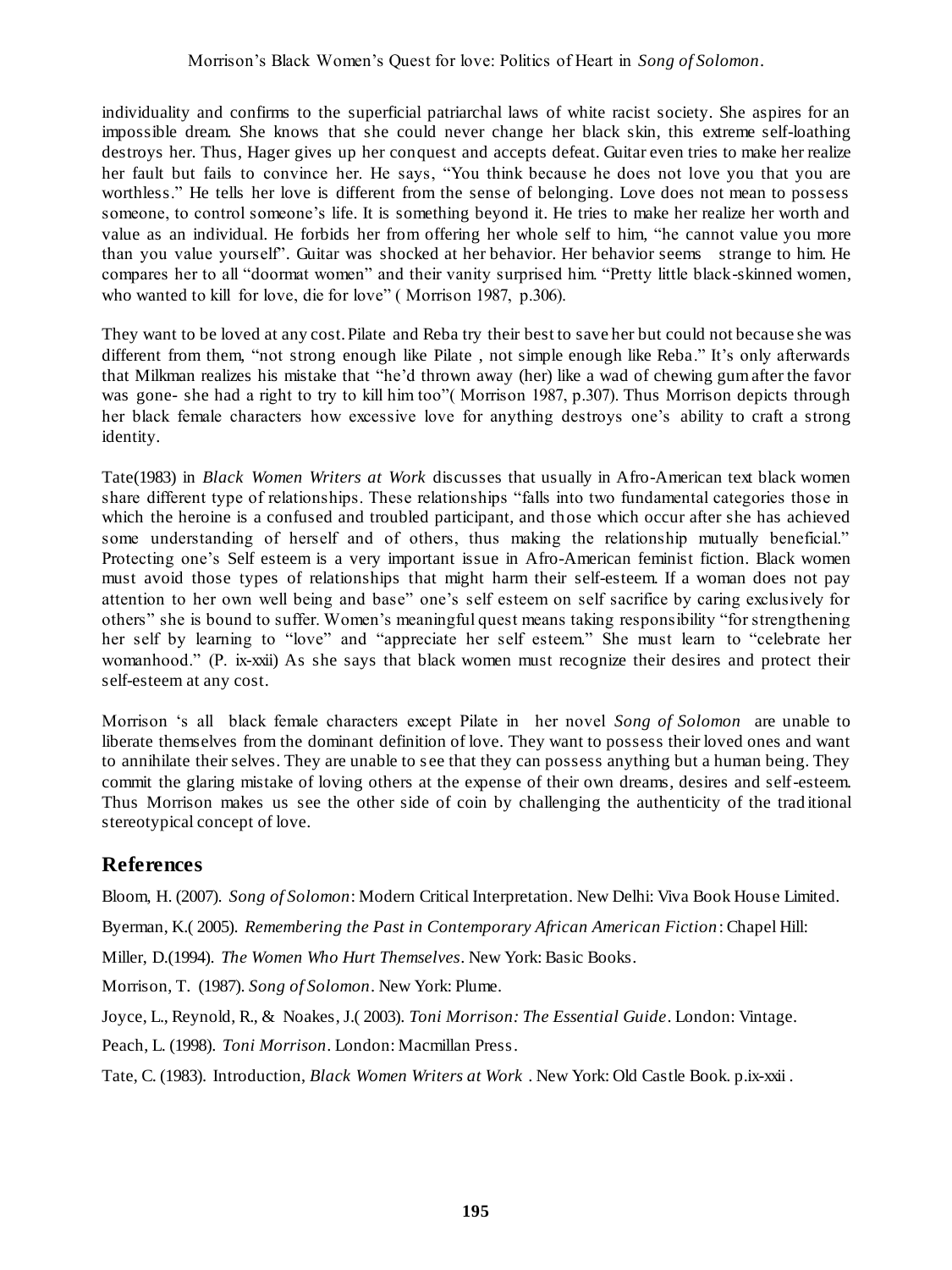individuality and confirms to the superficial patriarchal laws of white racist society. She aspires for an impossible dream. She knows that she could never change her black skin, this extreme self-loathing destroys her. Thus, Hager gives up her conquest and accepts defeat. Guitar even tries to make her realize her fault but fails to convince her. He says, "You think because he does not love you that you are worthless." He tells her love is different from the sense of belonging. Love does not mean to possess someone, to control someone's life. It is something beyond it. He tries to make her realize her worth and value as an individual. He forbids her from offering her whole self to him, "he cannot value you more than you value yourself". Guitar was shocked at her behavior. Her behavior seems strange to him. He compares her to all "doormat women" and their vanity surprised him. "Pretty little black-skinned women, who wanted to kill for love, die for love" ( Morrison 1987, p.306).

They want to be loved at any cost. Pilate and Reba try their best to save her but could not because she was different from them, "not strong enough like Pilate , not simple enough like Reba." It's only afterwards that Milkman realizes his mistake that "he'd thrown away (her) like a wad of chewing gum after the favor was gone- she had a right to try to kill him too"( Morrison 1987, p.307). Thus Morrison depicts through her black female characters how excessive love for anything destroys one's ability to craft a strong identity.

Tate(1983) in *Black Women Writers at Work* discusses that usually in Afro-American text black women share different type of relationships. These relationships "falls into two fundamental categories those in which the heroine is a confused and troubled participant, and those which occur after she has achieved some understanding of herself and of others, thus making the relationship mutually beneficial." Protecting one's Self esteem is a very important issue in Afro-American feminist fiction. Black women must avoid those types of relationships that might harm their self-esteem. If a woman does not pay attention to her own well being and base" one's self esteem on self sacrifice by caring exclusively for others" she is bound to suffer. Women's meaningful quest means taking responsibility "for strengthening her self by learning to "love" and "appreciate her self esteem." She must learn to "celebrate her womanhood." (P. ix-xxii) As she says that black women must recognize their desires and protect their self-esteem at any cost.

Morrison 's all black female characters except Pilate in her novel *Song of Solomon* are unable to liberate themselves from the dominant definition of love. They want to possess their loved ones and want to annihilate their selves. They are unable to see that they can possess anything but a human being. They commit the glaring mistake of loving others at the expense of their own dreams, desires and self-esteem. Thus Morrison makes us see the other side of coin by challenging the authenticity of the traditional stereotypical concept of love.

## References

Bloom, H. (2007). *Song of Solomon*: Modern Critical Interpretation. New Delhi: Viva Book House Limited.

Byerman, K.( 2005). *Remembering the Past in Contemporary African American Fiction*: Chapel Hill:

Miller, D.(1994). *The Women Who Hurt Themselves*. New York: Basic Books.

Morrison, T. (1987). *Song of Solomon*. New York: Plume.

Joyce, L., Reynold, R., & Noakes, J.( 2003). *Toni Morrison: The Essential Guide*. London: Vintage.

Peach, L. (1998). *Toni Morrison*. London: Macmillan Press.

Tate, C. (1983). Introduction, *Black Women Writers at Work* . New York: Old Castle Book. p.ix-xxii .